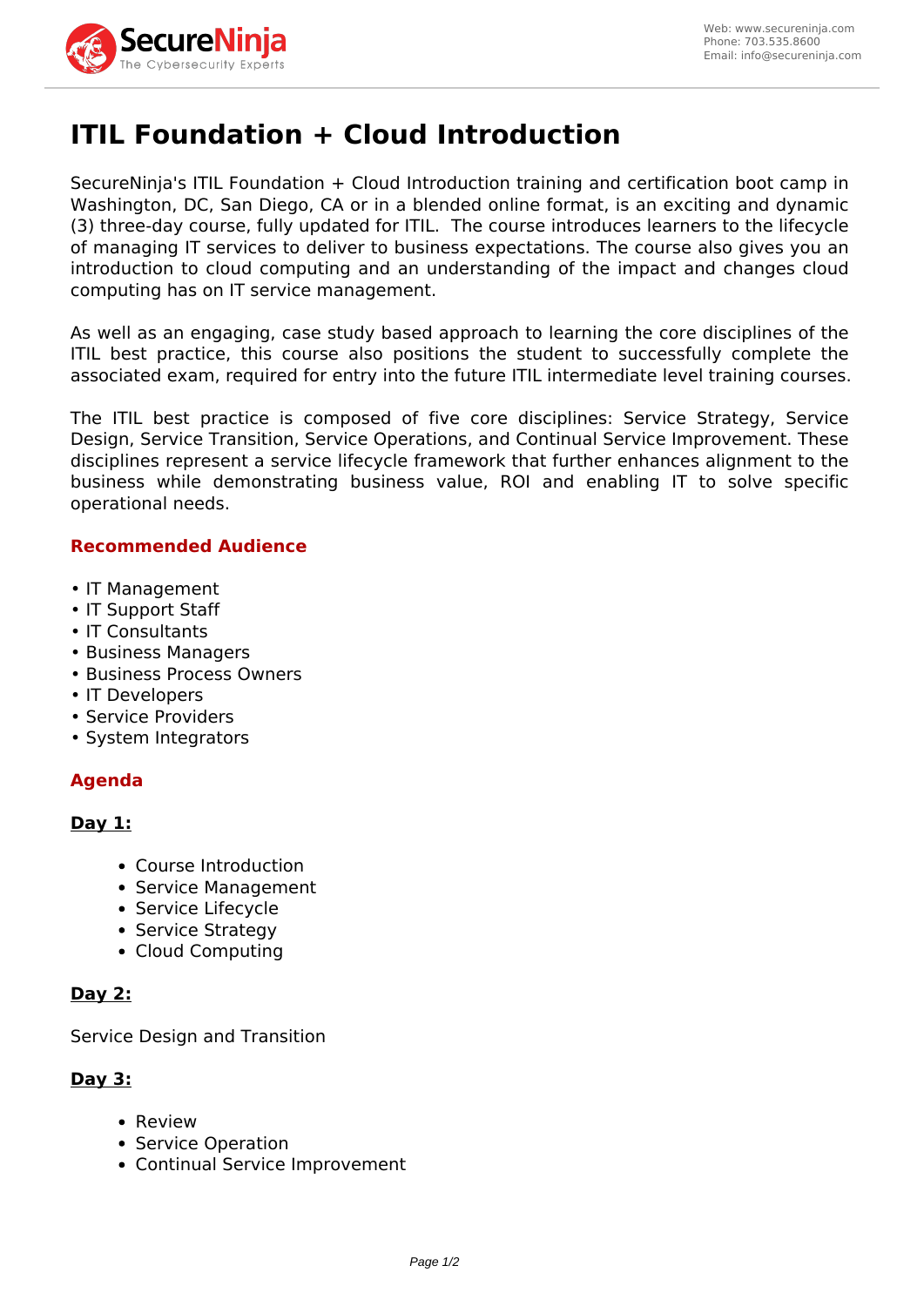# ITIL Foundation + Cloud Introduction

SecureNinja's ITIL Foundation + Cloud Introduction training and certification boot camp in Washington, DC, San Diego, CA or in a blended online format, is an exciting and dynamic (3) three-day course, fully updated for ITIL.  The course introduces learners to the lifecycle of managing IT services to deliver to business expectations. The course also gives you an introduction to cloud computing and an understanding of the impact and changes cloud computing has on IT service management.

As well as an engaging, case study based approach to learning the core disciplines of the ITIL best practice, this course also positions the student to successfully complete the associated exam, required for entry into the future ITIL intermediate level training courses.

The ITIL best practice is composed of five core disciplines: Service Strategy, Service Design, Service Transition, Service Operations, and Continual Service Improvement. These disciplines represent a service lifecycle framework that further enhances alignment to the business while demonstrating business value, ROI and enabling IT to solve specific operational needs.

## Recommended Audience

- IT Management
- IT Support Staff
- IT Consultants
- Business Managers
- Business Process Owners
- IT Developers
- Service Providers
- System Integrators

## Agenda

### Day 1:

- Course Introduction
- Service Management
- Service Lifecycle
- Service Strategy
- Cloud Computing

### Day 2:

Service Design and Transition

### Day 3:

- Review
- Service Operation
- Continual Service Improvement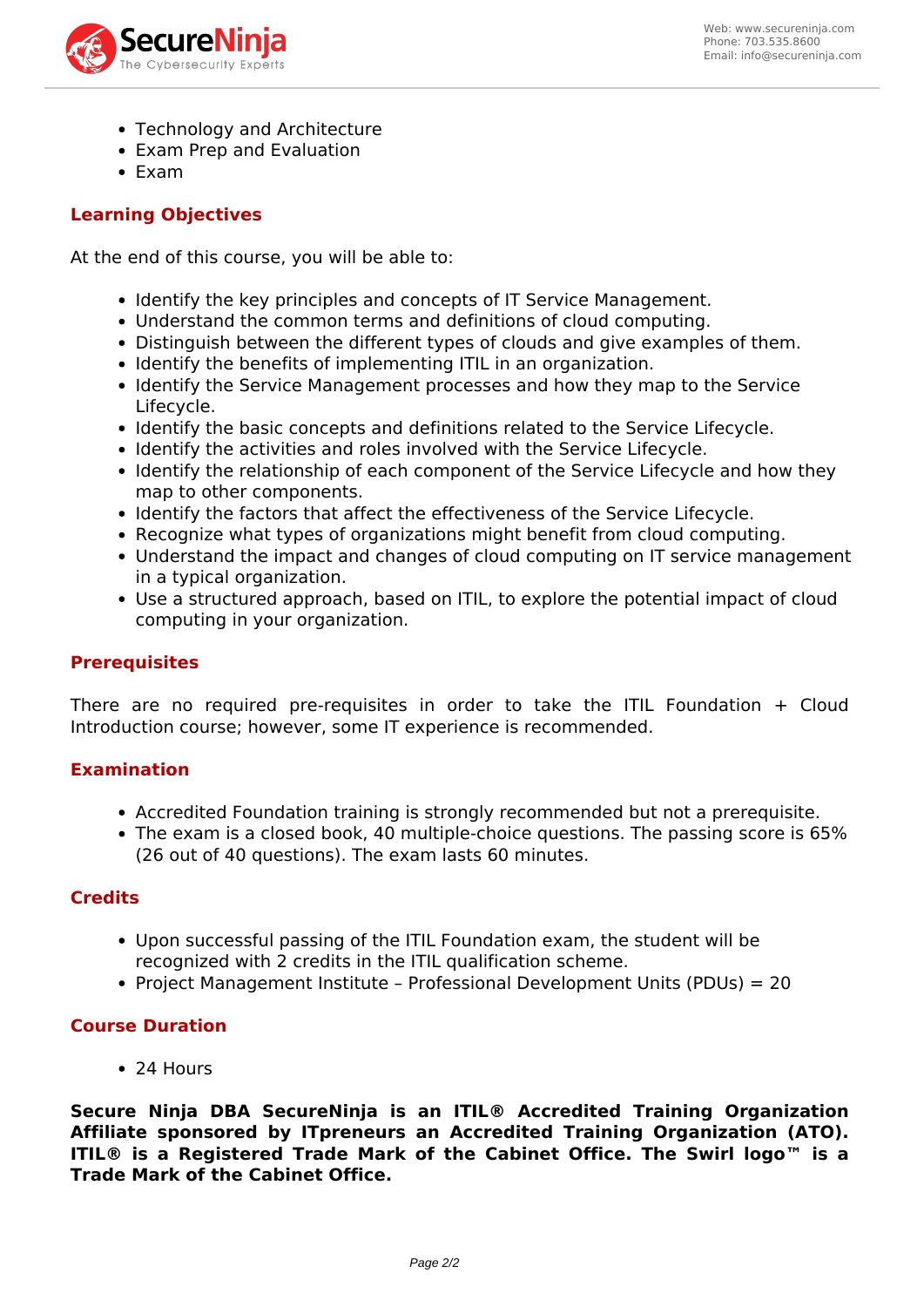- Technology and Architecture
- Exam Prep and Evaluation
- Exam

## Learning Objectives

At the end of this course, you will be able to:

- Identify the key principles and concepts of IT Service Management.
- Understand the common terms and definitions of cloud computing.
- Distinguish between the different types of clouds and give examples of them.
- Identify the benefits of implementing ITIL in an organization.
- Identify the Service Management processes and how they map to the Service Lifecycle.
- Identify the basic concepts and definitions related to the Service Lifecycle.
- Identify the activities and roles involved with the Service Lifecycle.
- Identify the relationship of each component of the Service Lifecycle and how they map to other components.
- Identify the factors that affect the effectiveness of the Service Lifecycle.
- Recognize what types of organizations might benefit from cloud computing.
- Understand the impact and changes of cloud computing on IT service management in a typical organization.
- Use a structured approach, based on ITIL, to explore the potential impact of cloud computing in your organization.

## Prerequisites

There are no required pre-requisites in order to take the ITIL Foundation + Cloud Introduction course; however, some IT experience is recommended.

## Examination

- Accredited Foundation training is strongly recommended but not a prerequisite.
- The exam is a closed book, 40 multiple-choice questions. The passing score is 65% (26 out of 40 questions). The exam lasts 60 minutes.

## Credits

- Upon successful passing of the ITIL Foundation exam, the student will be recognized with 2 credits in the ITIL qualification scheme.
- Project Management Institute – Professional Development Units (PDUs) = 20

## Course Duration

- 24 Hours

**Secure Ninja DBA SecureNinja is an ITIL® Accredited Training Organization Affiliate sponsored by ITpreneurs an Accredited Training Organization (ATO). ITIL® is a Registered Trade Mark of the Cabinet Office. The Swirl logo™ is a Trade Mark of the Cabinet Office.**